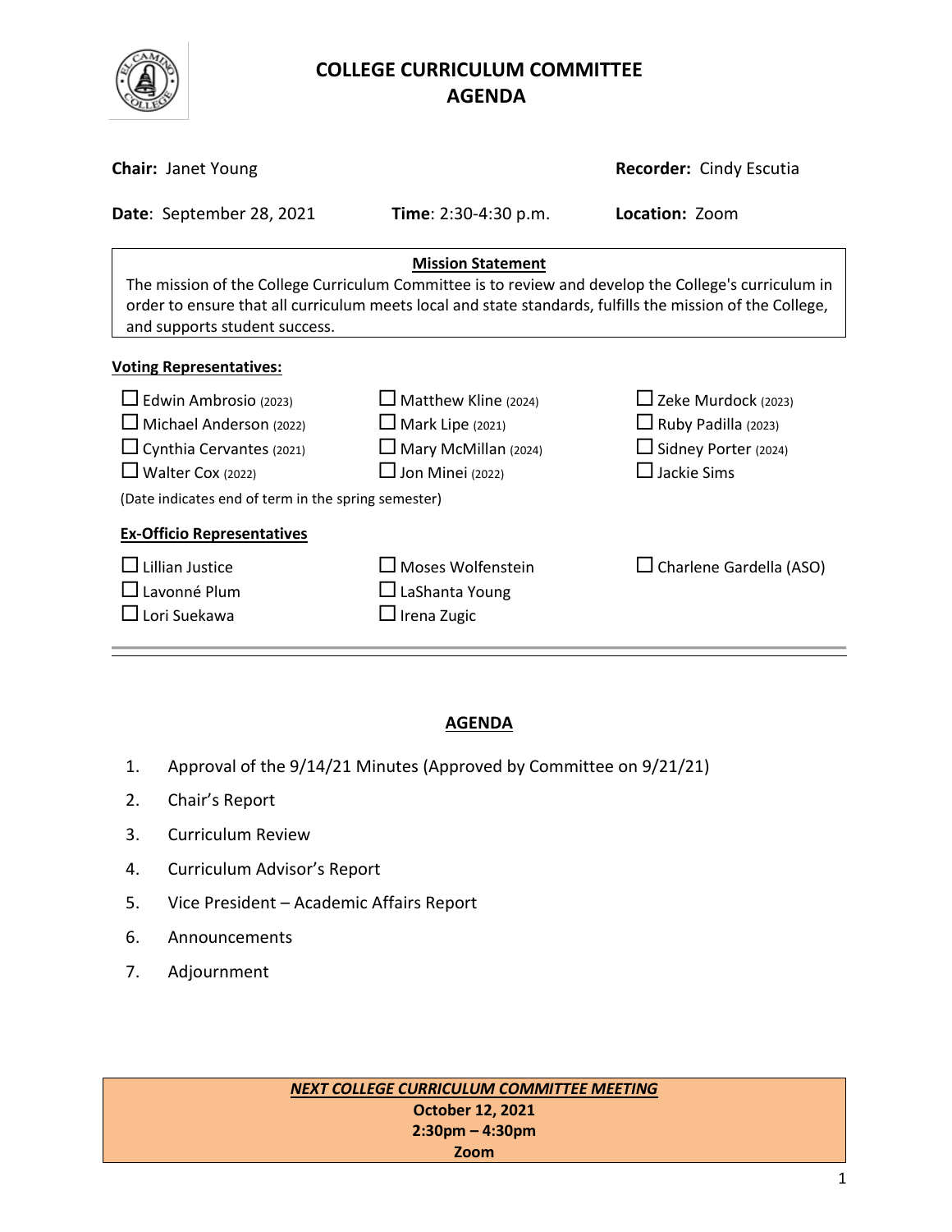# COLLEGE CURRICULUM COMMITTEE
# AGENDA

**Chair:** Janet Young **Recorder:** Cindy Escutia

**Date**: September 28, 2021 **Time**: 2:30-4:30 p.m. **Location:** Zoom

**Mission Statement**

The mission of the College Curriculum Committee is to review and develop the College's curriculum in order to ensure that all curriculum meets local and state standards, fulfills the mission of the College, and supports student success.

**Voting Representatives:**

- ☐ Edwin Ambrosio (2023)
- ☐ Michael Anderson (2022)
- ☐ Cynthia Cervantes (2021)
- ☐ Walter Cox (2022)
- ☐ Matthew Kline (2024)
- ☐ Mark Lipe (2021)
- ☐ Mary McMillan (2024)
- ☐ Jon Minei (2022)
- ☐ Zeke Murdock (2023)
- ☐ Ruby Padilla (2023)
- ☐ Sidney Porter (2024)
- ☐ Jackie Sims

(Date indicates end of term in the spring semester)

**Ex-Officio Representatives**

- ☐ Lillian Justice
- ☐ Lavonné Plum
- ☐ Lori Suekawa
- ☐ Moses Wolfenstein
- ☐ LaShanta Young
- ☐ Irena Zugic
- ☐ Charlene Gardella (ASO)

## AGENDA

1. Approval of the 9/14/21 Minutes (Approved by Committee on 9/21/21)
2. Chair's Report
3. Curriculum Review
4. Curriculum Advisor's Report
5. Vice President – Academic Affairs Report
6. Announcements
7. Adjournment

***NEXT COLLEGE CURRICULUM COMMITTEE MEETING***

**October 12, 2021**

**2:30pm – 4:30pm**

**Zoom**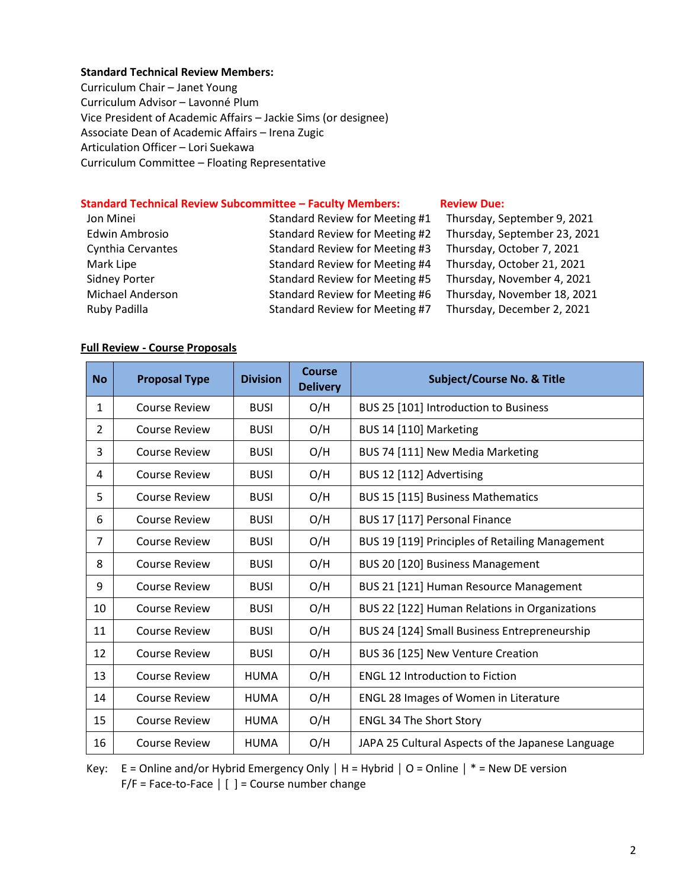**Standard Technical Review Members:**
Curriculum Chair – Janet Young
Curriculum Advisor – Lavonné Plum
Vice President of Academic Affairs – Jackie Sims (or designee)
Associate Dean of Academic Affairs – Irena Zugic
Articulation Officer – Lori Suekawa
Curriculum Committee – Floating Representative

| **Standard Technical Review Subcommittee – Faculty Members:** | | **Review Due:** |
|---|---|---|
| Jon Minei | Standard Review for Meeting #1 | Thursday, September 9, 2021 |
| Edwin Ambrosio | Standard Review for Meeting #2 | Thursday, September 23, 2021 |
| Cynthia Cervantes | Standard Review for Meeting #3 | Thursday, October 7, 2021 |
| Mark Lipe | Standard Review for Meeting #4 | Thursday, October 21, 2021 |
| Sidney Porter | Standard Review for Meeting #5 | Thursday, November 4, 2021 |
| Michael Anderson | Standard Review for Meeting #6 | Thursday, November 18, 2021 |
| Ruby Padilla | Standard Review for Meeting #7 | Thursday, December 2, 2021 |

**Full Review - Course Proposals**

| No | Proposal Type | Division | Course Delivery | Subject/Course No. & Title |
|---|---|---|---|---|
| 1 | Course Review | BUSI | O/H | BUS 25 [101] Introduction to Business |
| 2 | Course Review | BUSI | O/H | BUS 14 [110] Marketing |
| 3 | Course Review | BUSI | O/H | BUS 74 [111] New Media Marketing |
| 4 | Course Review | BUSI | O/H | BUS 12 [112] Advertising |
| 5 | Course Review | BUSI | O/H | BUS 15 [115] Business Mathematics |
| 6 | Course Review | BUSI | O/H | BUS 17 [117] Personal Finance |
| 7 | Course Review | BUSI | O/H | BUS 19 [119] Principles of Retailing Management |
| 8 | Course Review | BUSI | O/H | BUS 20 [120] Business Management |
| 9 | Course Review | BUSI | O/H | BUS 21 [121] Human Resource Management |
| 10 | Course Review | BUSI | O/H | BUS 22 [122] Human Relations in Organizations |
| 11 | Course Review | BUSI | O/H | BUS 24 [124] Small Business Entrepreneurship |
| 12 | Course Review | BUSI | O/H | BUS 36 [125] New Venture Creation |
| 13 | Course Review | HUMA | O/H | ENGL 12 Introduction to Fiction |
| 14 | Course Review | HUMA | O/H | ENGL 28 Images of Women in Literature |
| 15 | Course Review | HUMA | O/H | ENGL 34 The Short Story |
| 16 | Course Review | HUMA | O/H | JAPA 25 Cultural Aspects of the Japanese Language |

Key: E = Online and/or Hybrid Emergency Only | H = Hybrid | O = Online | * = New DE version
F/F = Face-to-Face | [ ] = Course number change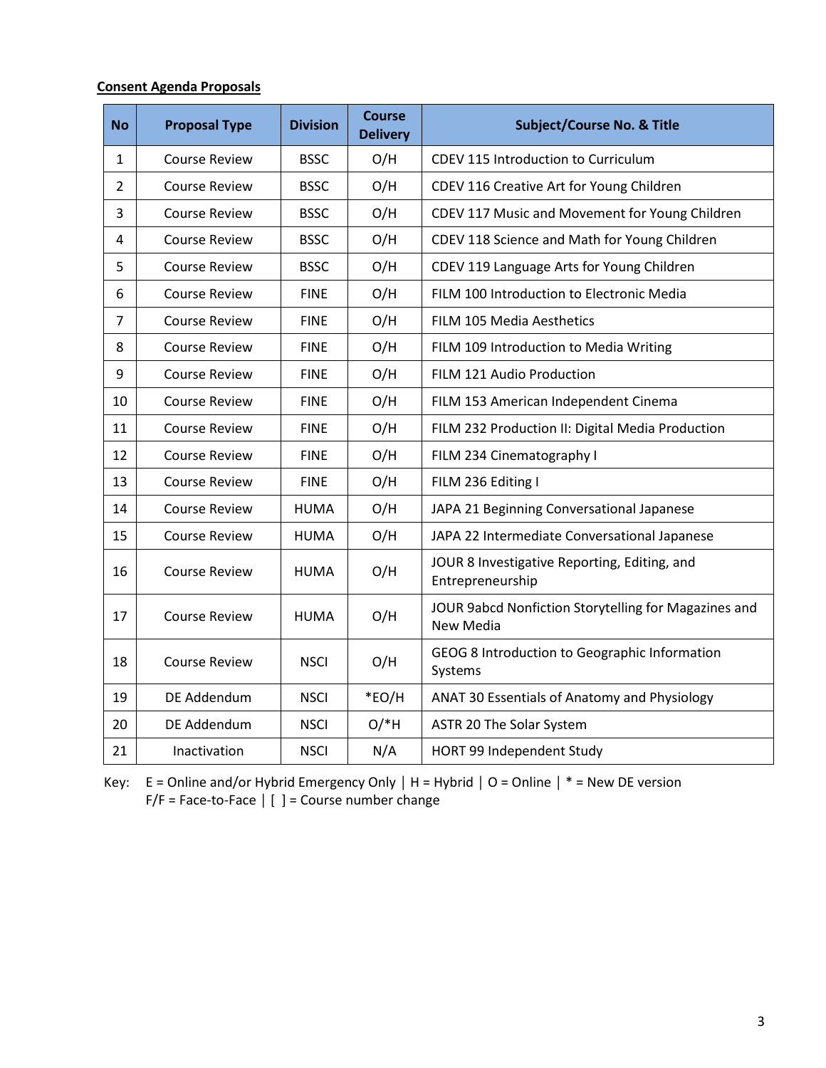**Consent Agenda Proposals**

| No | Proposal Type | Division | Course Delivery | Subject/Course No. & Title |
|---|---|---|---|---|
| 1 | Course Review | BSSC | O/H | CDEV 115 Introduction to Curriculum |
| 2 | Course Review | BSSC | O/H | CDEV 116 Creative Art for Young Children |
| 3 | Course Review | BSSC | O/H | CDEV 117 Music and Movement for Young Children |
| 4 | Course Review | BSSC | O/H | CDEV 118 Science and Math for Young Children |
| 5 | Course Review | BSSC | O/H | CDEV 119 Language Arts for Young Children |
| 6 | Course Review | FINE | O/H | FILM 100 Introduction to Electronic Media |
| 7 | Course Review | FINE | O/H | FILM 105 Media Aesthetics |
| 8 | Course Review | FINE | O/H | FILM 109 Introduction to Media Writing |
| 9 | Course Review | FINE | O/H | FILM 121 Audio Production |
| 10 | Course Review | FINE | O/H | FILM 153 American Independent Cinema |
| 11 | Course Review | FINE | O/H | FILM 232 Production II: Digital Media Production |
| 12 | Course Review | FINE | O/H | FILM 234 Cinematography I |
| 13 | Course Review | FINE | O/H | FILM 236 Editing I |
| 14 | Course Review | HUMA | O/H | JAPA 21 Beginning Conversational Japanese |
| 15 | Course Review | HUMA | O/H | JAPA 22 Intermediate Conversational Japanese |
| 16 | Course Review | HUMA | O/H | JOUR 8 Investigative Reporting, Editing, and Entrepreneurship |
| 17 | Course Review | HUMA | O/H | JOUR 9abcd Nonfiction Storytelling for Magazines and New Media |
| 18 | Course Review | NSCI | O/H | GEOG 8 Introduction to Geographic Information Systems |
| 19 | DE Addendum | NSCI | *EO/H | ANAT 30 Essentials of Anatomy and Physiology |
| 20 | DE Addendum | NSCI | O/*H | ASTR 20 The Solar System |
| 21 | Inactivation | NSCI | N/A | HORT 99 Independent Study |

Key: E = Online and/or Hybrid Emergency Only | H = Hybrid | O = Online | * = New DE version
F/F = Face-to-Face | [ ] = Course number change